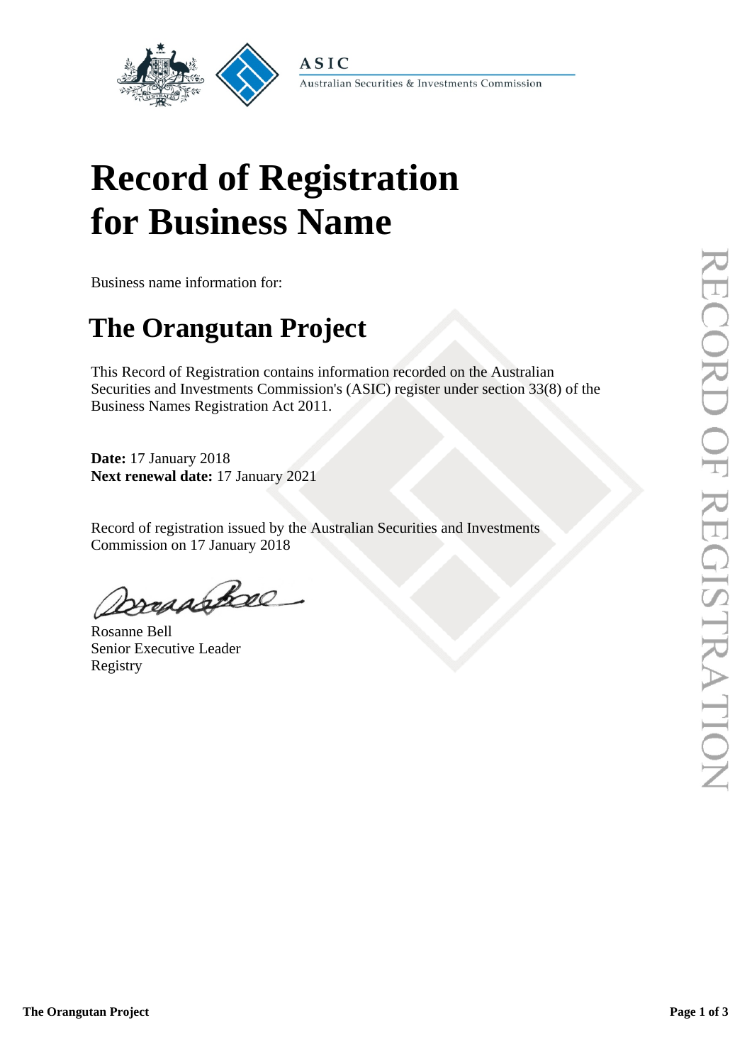ASIC

Australian Securities & Investments Commission

# Record of Registration for Business Name

Business name information for:

## The Orangutan Project

This Record of Registration contains information recorded on the Australian Securities and Investments Commission's (ASIC) register under section 33(8) of the Business Names Registration Act 2011.

**Date:** 17 January 2018
**Next renewal date:** 17 January 2021

Record of registration issued by the Australian Securities and Investments Commission on 17 January 2018

Rosanne Bell
Senior Executive Leader
Registry

RECORD OF REGISTRATION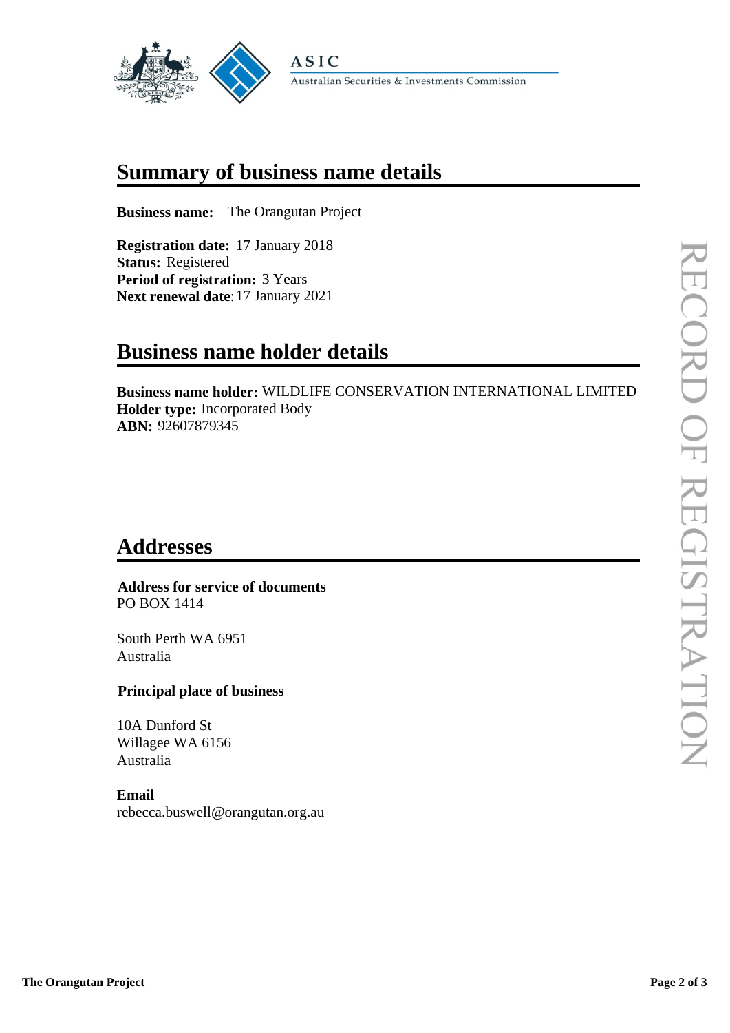ASIC

Australian Securities & Investments Commission

# Summary of business name details

**Business name:** The Orangutan Project

**Registration date:** 17 January 2018
**Status:** Registered
**Period of registration:** 3 Years
**Next renewal date**: 17 January 2021

# Business name holder details

**Business name holder:** WILDLIFE CONSERVATION INTERNATIONAL LIMITED
**Holder type:** Incorporated Body
**ABN:** 92607879345

# Addresses

**Address for service of documents**
PO BOX 1414

South Perth WA 6951
Australia

**Principal place of business**

10A Dunford St
Willagee WA 6156
Australia

**Email**
rebecca.buswell@orangutan.org.au

RECORD OF REGISTRATION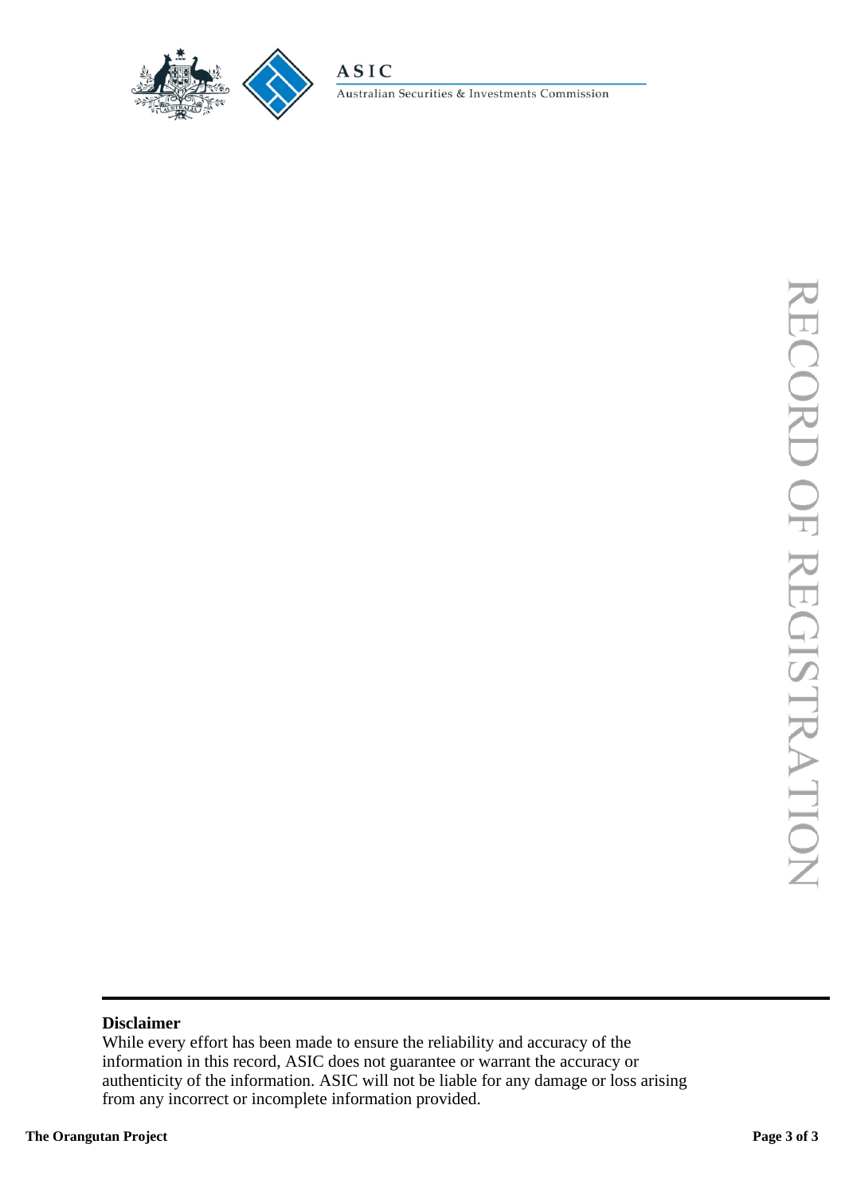**ASIC**

Australian Securities & Investments Commission

RECORD OF REGISTRATION

**Disclaimer**

While every effort has been made to ensure the reliability and accuracy of the information in this record, ASIC does not guarantee or warrant the accuracy or authenticity of the information. ASIC will not be liable for any damage or loss arising from any incorrect or incomplete information provided.